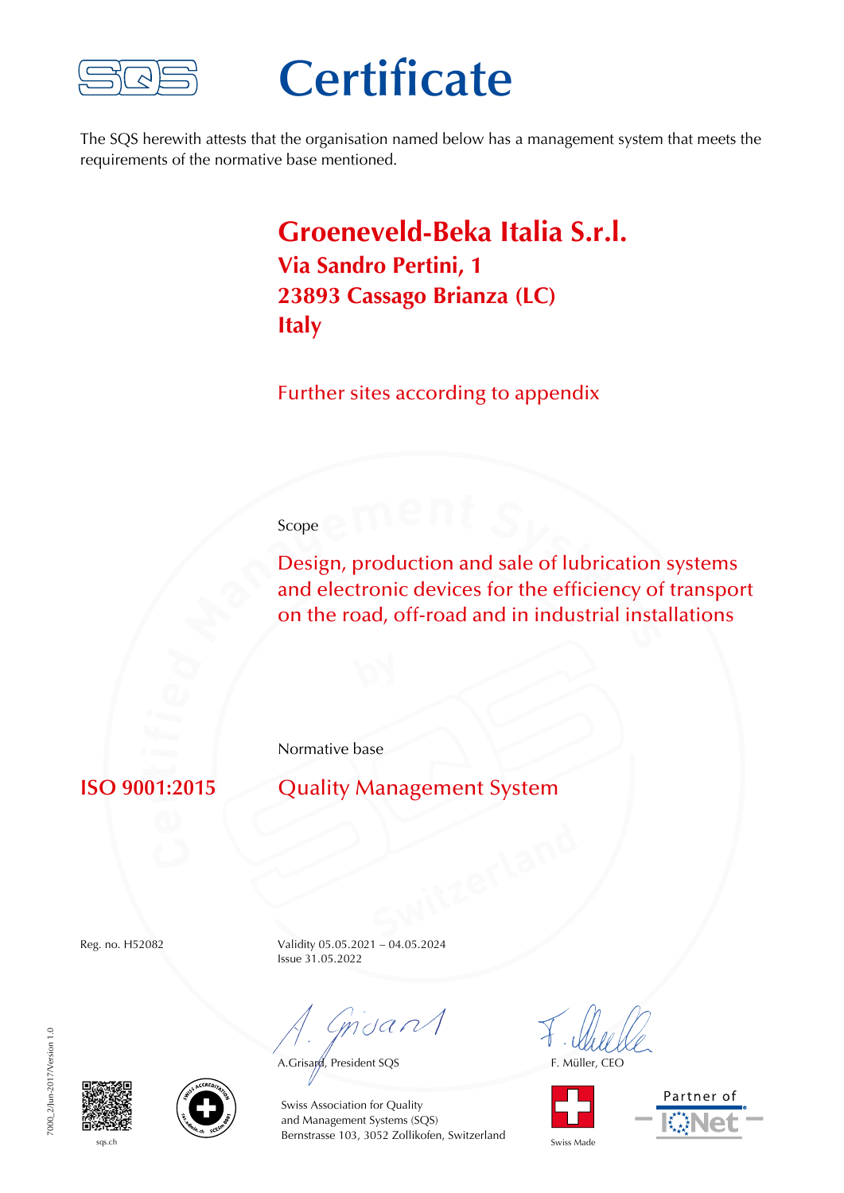SQS

# Certificate

The SQS herewith attests that the organisation named below has a management system that meets the requirements of the normative base mentioned.

## Groeneveld-Beka Italia S.r.l.

**Via Sandro Pertini, 1**
**23893 Cassago Brianza (LC)**
**Italy**

Further sites according to appendix

Scope

Design, production and sale of lubrication systems and electronic devices for the efficiency of transport on the road, off-road and in industrial installations

Normative base

**ISO 9001:2015** Quality Management System

Reg. no. H52082

Validity 05.05.2021 – 04.05.2024
Issue 31.05.2022

A.Grisard, President SQS

F. Müller, CEO

Swiss Association for Quality
and Management Systems (SQS)
Bernstrasse 103, 3052 Zollikofen, Switzerland

sqs.ch

Swiss Made

Partner of IQNet

7000_2/Jun-2017/Version 1.0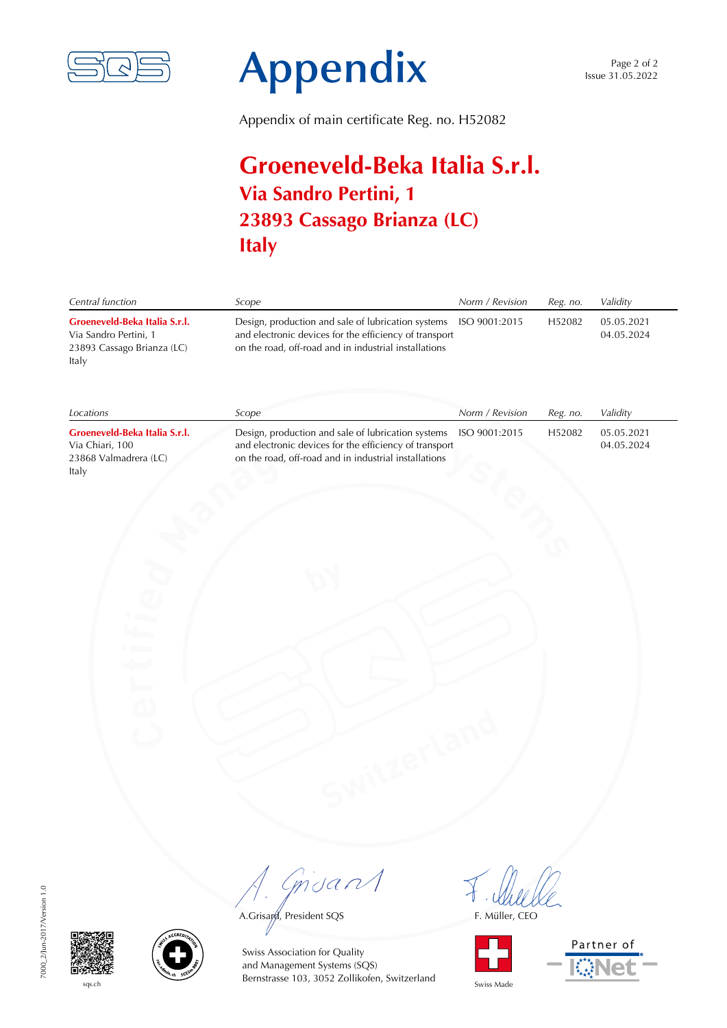# Appendix

Appendix of main certificate Reg. no. H52082

## Groeneveld-Beka Italia S.r.l.
### Via Sandro Pertini, 1
### 23893 Cassago Brianza (LC)
### Italy

| *Central function* | *Scope* | *Norm / Revision* | *Reg. no.* | *Validity* |
|---|---|---|---|---|
| **Groeneveld-Beka Italia S.r.l.** Via Sandro Pertini, 1 23893 Cassago Brianza (LC) Italy | Design, production and sale of lubrication systems and electronic devices for the efficiency of transport on the road, off-road and in industrial installations | ISO 9001:2015 | H52082 | 05.05.2021 04.05.2024 |

| *Locations* | *Scope* | *Norm / Revision* | *Reg. no.* | *Validity* |
|---|---|---|---|---|
| **Groeneveld-Beka Italia S.r.l.** Via Chiari, 100 23868 Valmadrera (LC) Italy | Design, production and sale of lubrication systems and electronic devices for the efficiency of transport on the road, off-road and in industrial installations | ISO 9001:2015 | H52082 | 05.05.2021 04.05.2024 |

A.Grisard, President SQS

F. Müller, CEO

Swiss Association for Quality
and Management Systems (SQS)
Bernstrasse 103, 3052 Zollikofen, Switzerland

sqs.ch

Swiss Made

Partner of IQNet

7000_2/Jun-2017/Version 1.0